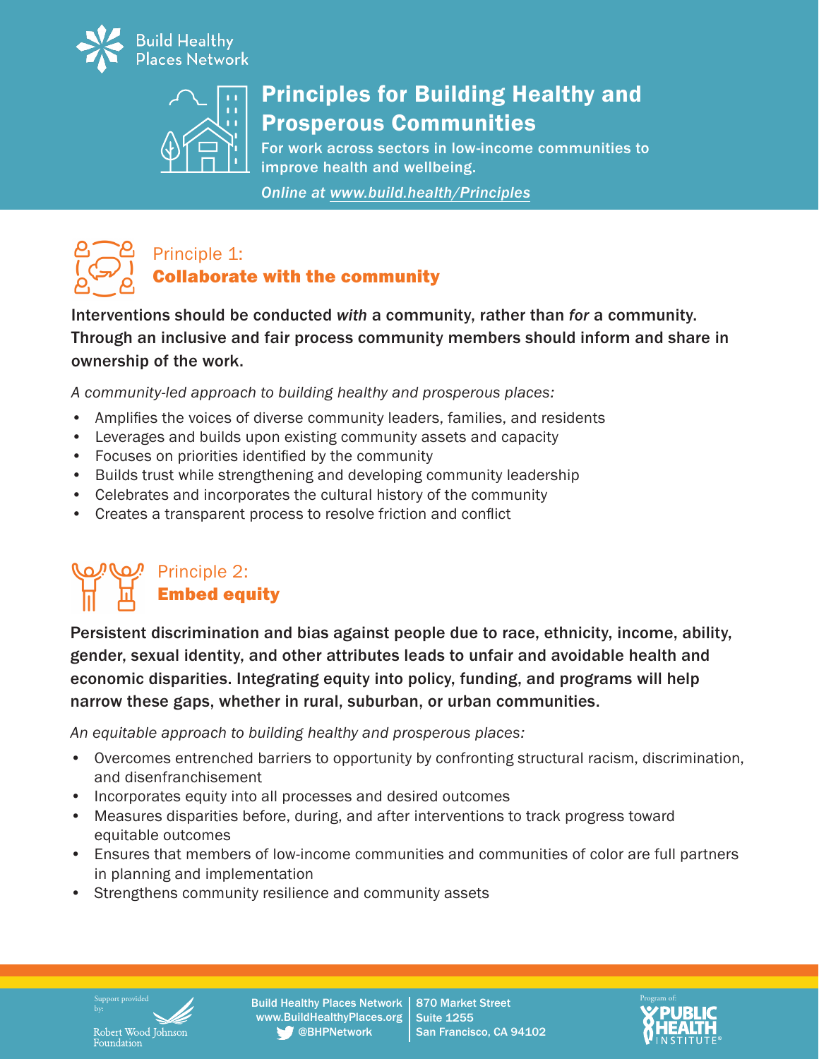Build Healthy Places Network

# Principles for Building Healthy and Prosperous Communities

For work across sectors in low-income communities to improve health and wellbeing.

*Online at www.build.health/Principles*

## Principle 1: **Collaborate with the community**

**Interventions should be conducted *with* a community, rather than *for* a community. Through an inclusive and fair process community members should inform and share in ownership of the work.**

*A community-led approach to building healthy and prosperous places:*

- Amplifies the voices of diverse community leaders, families, and residents
- Leverages and builds upon existing community assets and capacity
- Focuses on priorities identified by the community
- Builds trust while strengthening and developing community leadership
- Celebrates and incorporates the cultural history of the community
- Creates a transparent process to resolve friction and conflict

## Principle 2: **Embed equity**

**Persistent discrimination and bias against people due to race, ethnicity, income, ability, gender, sexual identity, and other attributes leads to unfair and avoidable health and economic disparities. Integrating equity into policy, funding, and programs will help narrow these gaps, whether in rural, suburban, or urban communities.**

*An equitable approach to building healthy and prosperous places:*

- Overcomes entrenched barriers to opportunity by confronting structural racism, discrimination, and disenfranchisement
- Incorporates equity into all processes and desired outcomes
- Measures disparities before, during, and after interventions to track progress toward equitable outcomes
- Ensures that members of low-income communities and communities of color are full partners in planning and implementation
- Strengthens community resilience and community assets

Support provided by: Robert Wood Johnson Foundation

Build Healthy Places Network
www.BuildHealthyPlaces.org
@BHPNetwork

870 Market Street
Suite 1255
San Francisco, CA 94102

Program of: Public Health Institute®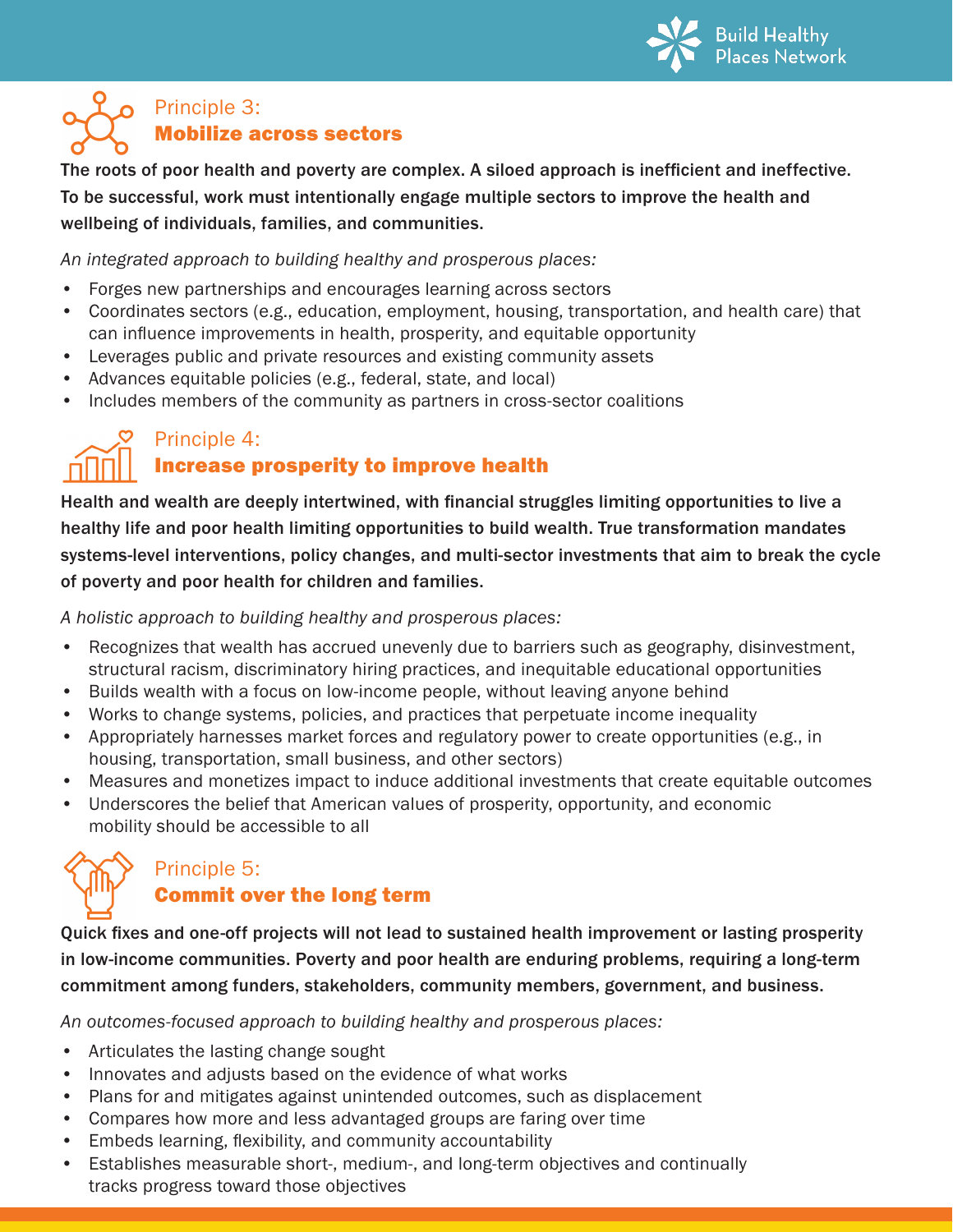## Principle 3: **Mobilize across sectors**

**The roots of poor health and poverty are complex. A siloed approach is inefficient and ineffective. To be successful, work must intentionally engage multiple sectors to improve the health and wellbeing of individuals, families, and communities.**

*An integrated approach to building healthy and prosperous places:*

- Forges new partnerships and encourages learning across sectors
- Coordinates sectors (e.g., education, employment, housing, transportation, and health care) that can influence improvements in health, prosperity, and equitable opportunity
- Leverages public and private resources and existing community assets
- Advances equitable policies (e.g., federal, state, and local)
- Includes members of the community as partners in cross-sector coalitions

## Principle 4: **Increase prosperity to improve health**

**Health and wealth are deeply intertwined, with financial struggles limiting opportunities to live a healthy life and poor health limiting opportunities to build wealth. True transformation mandates systems-level interventions, policy changes, and multi-sector investments that aim to break the cycle of poverty and poor health for children and families.**

*A holistic approach to building healthy and prosperous places:*

- Recognizes that wealth has accrued unevenly due to barriers such as geography, disinvestment, structural racism, discriminatory hiring practices, and inequitable educational opportunities
- Builds wealth with a focus on low-income people, without leaving anyone behind
- Works to change systems, policies, and practices that perpetuate income inequality
- Appropriately harnesses market forces and regulatory power to create opportunities (e.g., in housing, transportation, small business, and other sectors)
- Measures and monetizes impact to induce additional investments that create equitable outcomes
- Underscores the belief that American values of prosperity, opportunity, and economic mobility should be accessible to all

## Principle 5: **Commit over the long term**

**Quick fixes and one-off projects will not lead to sustained health improvement or lasting prosperity in low-income communities. Poverty and poor health are enduring problems, requiring a long-term commitment among funders, stakeholders, community members, government, and business.**

*An outcomes-focused approach to building healthy and prosperous places:*

- Articulates the lasting change sought
- Innovates and adjusts based on the evidence of what works
- Plans for and mitigates against unintended outcomes, such as displacement
- Compares how more and less advantaged groups are faring over time
- Embeds learning, flexibility, and community accountability
- Establishes measurable short-, medium-, and long-term objectives and continually tracks progress toward those objectives